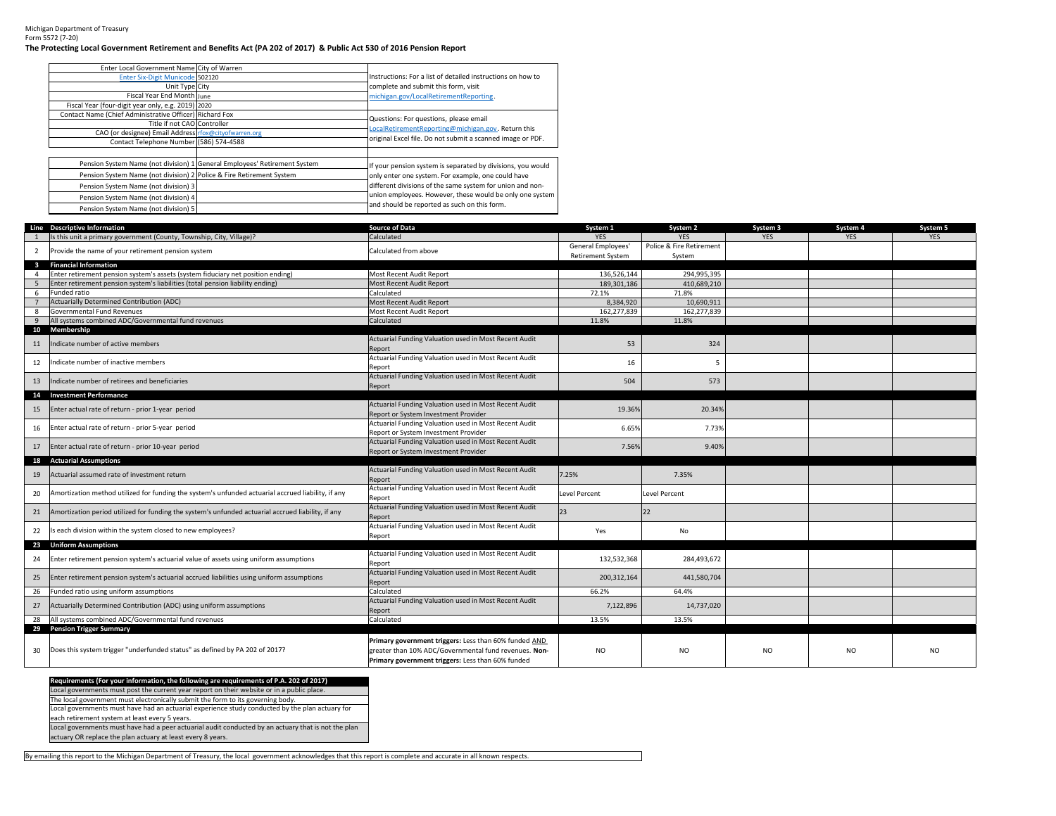Michigan Department of Treasury
Form 5572 (7-20)

**The Protecting Local Government Retirement and Benefits Act (PA 202 of 2017) & Public Act 530 of 2016 Pension Report**

| | |
|---|---|
| Enter Local Government Name | City of Warren |
| Enter Six-Digit Municode | 502120 |
| Unit Type | City |
| Fiscal Year End Month | June |
| Fiscal Year (four-digit year only, e.g. 2019) | 2020 |
| Contact Name (Chief Administrative Officer) | Richard Fox |
| Title if not CAO | Controller |
| CAO (or designee) Email Address | rfox@cityofwarren.org |
| Contact Telephone Number | (586) 574-4588 |

Instructions: For a list of detailed instructions on how to complete and submit this form, visit michigan.gov/LocalRetirementReporting.

Questions: For questions, please email LocalRetirementReporting@michigan.gov. Return this original Excel file. Do not submit a scanned image or PDF.

| | |
|---|---|
| Pension System Name (not division) 1 | General Employees' Retirement System |
| Pension System Name (not division) 2 | Police & Fire Retirement System |
| Pension System Name (not division) 3 | |
| Pension System Name (not division) 4 | |
| Pension System Name (not division) 5 | |

If your pension system is separated by divisions, you would only enter one system. For example, one could have different divisions of the same system for union and non-union employees. However, these would be only one system and should be reported as such on this form.

| Line | Descriptive Information | Source of Data | System 1 | System 2 | System 3 | System 4 | System 5 |
|---|---|---|---|---|---|---|---|
| 1 | Is this unit a primary government (County, Township, City, Village)? | Calculated | YES | YES | YES | YES | YES |
| 2 | Provide the name of your retirement pension system | Calculated from above | General Employees' Retirement System | Police & Fire Retirement System | | | |
| 3 | **Financial Information** | | | | | | |
| 4 | Enter retirement pension system's assets (system fiduciary net position ending) | Most Recent Audit Report | 136,526,144 | 294,995,395 | | | |
| 5 | Enter retirement pension system's liabilities (total pension liability ending) | Most Recent Audit Report | 189,301,186 | 410,689,210 | | | |
| 6 | Funded ratio | Calculated | 72.1% | 71.8% | | | |
| 7 | Actuarially Determined Contribution (ADC) | Most Recent Audit Report | 8,384,920 | 10,690,911 | | | |
| 8 | Governmental Fund Revenues | Most Recent Audit Report | 162,277,839 | 162,277,839 | | | |
| 9 | All systems combined ADC/Governmental fund revenues | Calculated | 11.8% | 11.8% | | | |
| 10 | **Membership** | | | | | | |
| 11 | Indicate number of active members | Actuarial Funding Valuation used in Most Recent Audit Report | 53 | 324 | | | |
| 12 | Indicate number of inactive members | Actuarial Funding Valuation used in Most Recent Audit Report | 16 | 5 | | | |
| 13 | Indicate number of retirees and beneficiaries | Actuarial Funding Valuation used in Most Recent Audit Report | 504 | 573 | | | |
| 14 | **Investment Performance** | | | | | | |
| 15 | Enter actual rate of return - prior 1-year period | Actuarial Funding Valuation used in Most Recent Audit Report or System Investment Provider | 19.36% | 20.34% | | | |
| 16 | Enter actual rate of return - prior 5-year period | Actuarial Funding Valuation used in Most Recent Audit Report or System Investment Provider | 6.65% | 7.73% | | | |
| 17 | Enter actual rate of return - prior 10-year period | Actuarial Funding Valuation used in Most Recent Audit Report or System Investment Provider | 7.56% | 9.40% | | | |
| 18 | **Actuarial Assumptions** | | | | | | |
| 19 | Actuarial assumed rate of investment return | Actuarial Funding Valuation used in Most Recent Audit Report | 7.25% | 7.35% | | | |
| 20 | Amortization method utilized for funding the system's unfunded actuarial accrued liability, if any | Actuarial Funding Valuation used in Most Recent Audit Report | Level Percent | Level Percent | | | |
| 21 | Amortization period utilized for funding the system's unfunded actuarial accrued liability, if any | Actuarial Funding Valuation used in Most Recent Audit Report | 23 | 22 | | | |
| 22 | Is each division within the system closed to new employees? | Actuarial Funding Valuation used in Most Recent Audit Report | Yes | No | | | |
| 23 | **Uniform Assumptions** | | | | | | |
| 24 | Enter retirement pension system's actuarial value of assets using uniform assumptions | Actuarial Funding Valuation used in Most Recent Audit Report | 132,532,368 | 284,493,672 | | | |
| 25 | Enter retirement pension system's actuarial accrued liabilities using uniform assumptions | Actuarial Funding Valuation used in Most Recent Audit Report | 200,312,164 | 441,580,704 | | | |
| 26 | Funded ratio using uniform assumptions | Calculated | 66.2% | 64.4% | | | |
| 27 | Actuarially Determined Contribution (ADC) using uniform assumptions | Actuarial Funding Valuation used in Most Recent Audit Report | 7,122,896 | 14,737,020 | | | |
| 28 | All systems combined ADC/Governmental fund revenues | Calculated | 13.5% | 13.5% | | | |
| 29 | **Pension Trigger Summary** | | | | | | |
| 30 | Does this system trigger "underfunded status" as defined by PA 202 of 2017? | **Primary government triggers:** Less than 60% funded AND greater than 10% ADC/Governmental fund revenues. **Non-Primary government triggers:** Less than 60% funded | NO | NO | NO | NO | NO |

| **Requirements (For your information, the following are requirements of P.A. 202 of 2017)** |
|---|
| Local governments must post the current year report on their website or in a public place. |
| The local government must electronically submit the form to its governing body. |
| Local governments must have had an actuarial experience study conducted by the plan actuary for each retirement system at least every 5 years. |
| Local governments must have had a peer actuarial audit conducted by an actuary that is not the plan actuary OR replace the plan actuary at least every 8 years. |

By emailing this report to the Michigan Department of Treasury, the local government acknowledges that this report is complete and accurate in all known respects.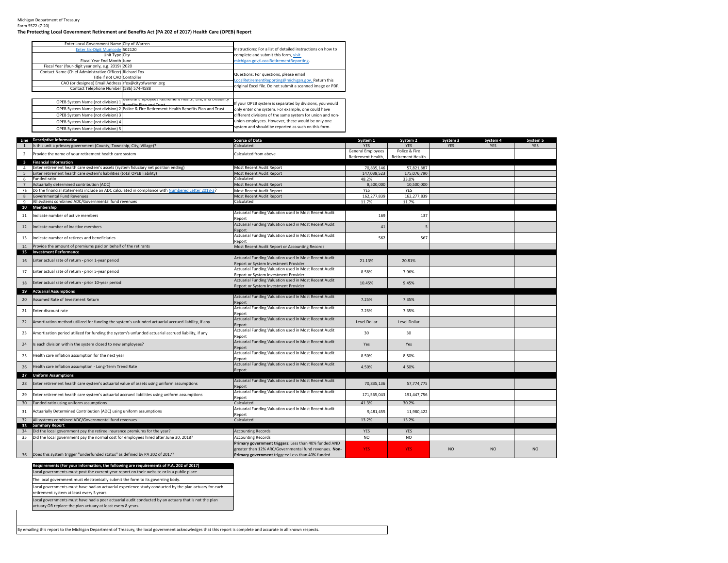Michigan Department of Treasury
Form 5572 (7-20)

**The Protecting Local Government Retirement and Benefits Act (PA 202 of 2017) Health Care (OPEB) Report**

| | |
|---|---|
| Enter Local Government Name | City of Warren |
| Enter Six-Digit Municode | 502120 |
| Unit Type | City |
| Fiscal Year End Month | June |
| Fiscal Year (four-digit year only, e.g. 2019) | 2020 |
| Contact Name (Chief Administrative Officer) | Richard Fox |
| Title if not CAO | Controller |
| CAO (or designee) Email Address | rfox@cityofwarren.org |
| Contact Telephone Number | (586) 574-4588 |

Instructions: For a list of detailed instructions on how to complete and submit this form, visit michigan.gov/LocalRetirementReporting.

Questions: For questions, please email LocalRetirementReporting@michigan.gov. Return this original Excel file. Do not submit a scanned image or PDF.

| | |
|---|---|
| OPEB System Name (not division) 1 | General Employees Retirement Health, Life, and Disability Benefits Plan and Trust |
| OPEB System Name (not division) 2 | Police & Fire Retirement Health Benefits Plan and Trust |
| OPEB System Name (not division) 3 | |
| OPEB System Name (not division) 4 | |
| OPEB System Name (not division) 5 | |

If your OPEB system is separated by divisions, you would only enter one system. For example, one could have different divisions of the same system for union and non-union employees. However, these would be only one system and should be reported as such on this form.

| Line | Descriptive Information | Source of Data | System 1 | System 2 | System 3 | System 4 | System 5 |
|---|---|---|---|---|---|---|---|
| 1 | Is this unit a primary government (County, Township, City, Village)? | Calculated | YES | YES | YES | YES | YES |
| 2 | Provide the name of your retirement health care system | Calculated from above | General Employees Retirement Health, | Police & Fire Retirement Health | | | |
| 3 | **Financial Information** | | | | | | |
| 4 | Enter retirement health care system's assets (system fiduciary net position ending) | Most Recent Audit Report | 70,835,146 | 57,821,887 | | | |
| 5 | Enter retirement health care system's liabilities (total OPEB liability) | Most Recent Audit Report | 147,038,523 | 175,076,790 | | | |
| 6 | Funded ratio | Calculated | 48.2% | 33.0% | | | |
| 7 | Actuarially determined contribution (ADC) | Most Recent Audit Report | 8,500,000 | 10,500,000 | | | |
| 7a | Do the financial statements include an ADC calculated in compliance with Numbered Letter 2018-3? | Most Recent Audit Report | YES | YES | | | |
| 8 | Governmental Fund Revenues | Most Recent Audit Report | 162,277,839 | 162,277,839 | | | |
| 9 | All systems combined ADC/Governmental fund revenues | Calculated | 11.7% | 11.7% | | | |
| 10 | **Membership** | | | | | | |
| 11 | Indicate number of active members | Actuarial Funding Valuation used in Most Recent Audit Report | 169 | 137 | | | |
| 12 | Indicate number of inactive members | Actuarial Funding Valuation used in Most Recent Audit Report | 41 | 5 | | | |
| 13 | Indicate number of retirees and beneficiaries | Actuarial Funding Valuation used in Most Recent Audit Report | 562 | 567 | | | |
| 14 | Provide the amount of premiums paid on behalf of the retirants | Most Recent Audit Report or Accounting Records | | | | | |
| 15 | **Investment Performance** | | | | | | |
| 16 | Enter actual rate of return - prior 1-year period | Actuarial Funding Valuation used in Most Recent Audit Report or System Investment Provider | 21.13% | 20.81% | | | |
| 17 | Enter actual rate of return - prior 5-year period | Actuarial Funding Valuation used in Most Recent Audit Report or System Investment Provider | 8.58% | 7.96% | | | |
| 18 | Enter actual rate of return - prior 10-year period | Actuarial Funding Valuation used in Most Recent Audit Report or System Investment Provider | 10.45% | 9.45% | | | |
| 19 | **Actuarial Assumptions** | | | | | | |
| 20 | Assumed Rate of Investment Return | Actuarial Funding Valuation used in Most Recent Audit Report | 7.25% | 7.35% | | | |
| 21 | Enter discount rate | Actuarial Funding Valuation used in Most Recent Audit Report | 7.25% | 7.35% | | | |
| 22 | Amortization method utilized for funding the system's unfunded actuarial accrued liability, if any | Actuarial Funding Valuation used in Most Recent Audit Report | Level Dollar | Level Dollar | | | |
| 23 | Amortization period utilized for funding the system's unfunded actuarial accrued liability, if any | Actuarial Funding Valuation used in Most Recent Audit Report | 30 | 30 | | | |
| 24 | Is each division within the system closed to new employees? | Actuarial Funding Valuation used in Most Recent Audit Report | Yes | Yes | | | |
| 25 | Health care inflation assumption for the next year | Actuarial Funding Valuation used in Most Recent Audit Report | 8.50% | 8.50% | | | |
| 26 | Health care inflation assumption - Long-Term Trend Rate | Actuarial Funding Valuation used in Most Recent Audit Report | 4.50% | 4.50% | | | |
| 27 | **Uniform Assumptions** | | | | | | |
| 28 | Enter retirement health care system's actuarial value of assets using uniform assumptions | Actuarial Funding Valuation used in Most Recent Audit Report | 70,835,136 | 57,774,775 | | | |
| 29 | Enter retirement health care system's actuarial accrued liabilities using uniform assumptions | Actuarial Funding Valuation used in Most Recent Audit Report | 171,565,043 | 191,447,756 | | | |
| 30 | Funded ratio using uniform assumptions | Calculated | 41.3% | 30.2% | | | |
| 31 | Actuarially Determined Contribution (ADC) using uniform assumptions | Actuarial Funding Valuation used in Most Recent Audit Report | 9,481,455 | 11,980,422 | | | |
| 32 | All systems combined ADC/Governmental fund revenues | Calculated | 13.2% | 13.2% | | | |
| 33 | **Summary Report** | | | | | | |
| 34 | Did the local government pay the retiree insurance premiums for the year? | Accounting Records | YES | YES | | | |
| 35 | Did the local government pay the normal cost for employees hired after June 30, 2018? | Accounting Records | NO | NO | | | |
| 36 | Does this system trigger "underfunded status" as defined by PA 202 of 2017? | **Primary government triggers**: Less than 40% funded AND greater than 12% ARC/Governmental fund revenues. **Non-Primary government** triggers: Less than 40% funded | YES | YES | NO | NO | NO |

**Requirements (For your information, the following are requirements of P.A. 202 of 2017)**

Local governments must post the current year report on their website or in a public place

The local government must electronically submit the form to its governing body.

Local governments must have had an actuarial experience study conducted by the plan actuary for each retirement system at least every 5 years

Local governments must have had a peer actuarial audit conducted by an actuary that is not the plan actuary OR replace the plan actuary at least every 8 years.

By emailing this report to the Michigan Department of Treasury, the local government acknowledges that this report is complete and accurate in all known respects.